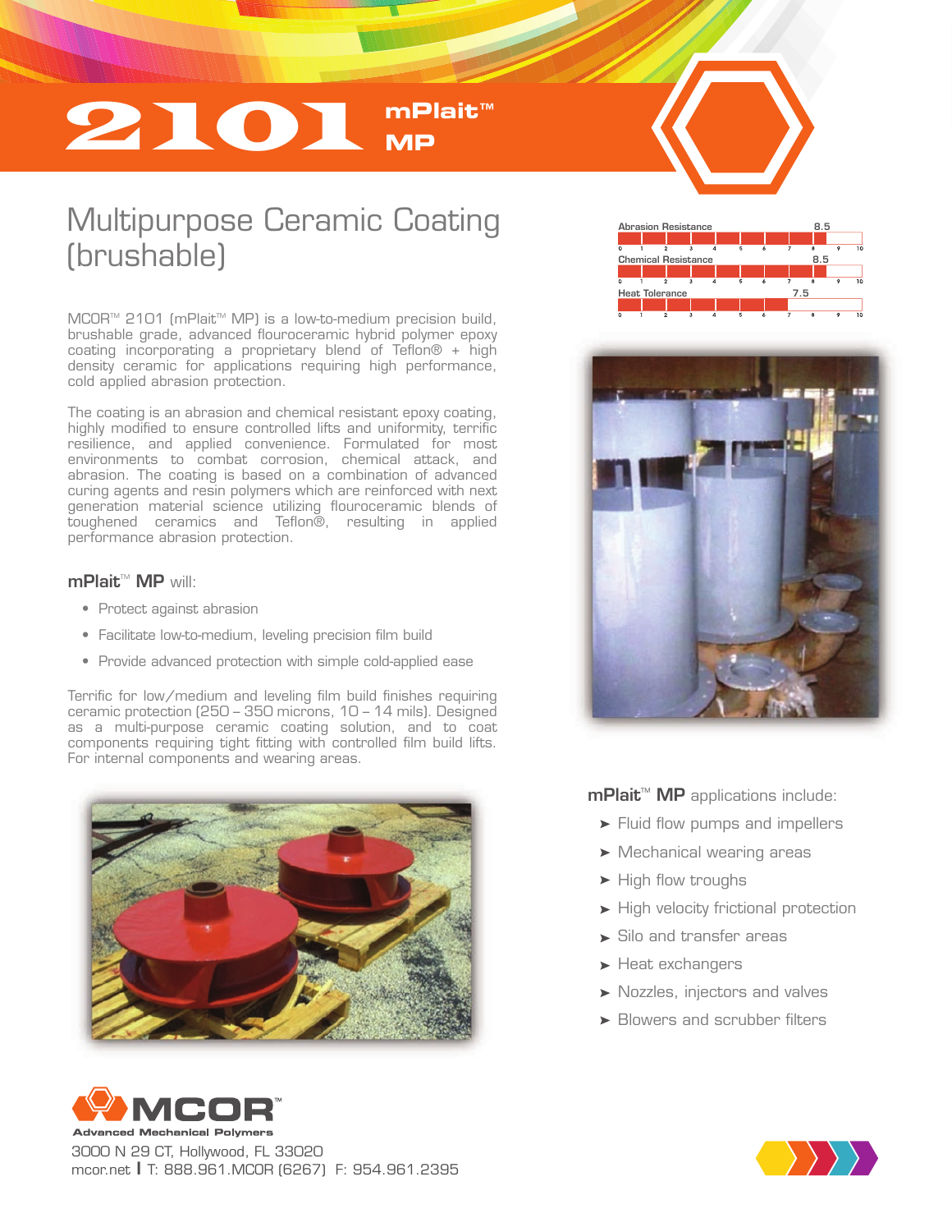# 2101 mPlait™ MP

## Multipurpose Ceramic Coating (brushable)

| Property | Rating (0–10) |
|---|---|
| Abrasion Resistance | 8.5 |
| Chemical Resistance | 8.5 |
| Heat Tolerance | 7.5 |

MCOR™ 2101 (mPlait™ MP) is a low-to-medium precision build, brushable grade, advanced flouroceramic hybrid polymer epoxy coating incorporating a proprietary blend of Teflon® + high density ceramic for applications requiring high performance, cold applied abrasion protection.

The coating is an abrasion and chemical resistant epoxy coating, highly modified to ensure controlled lifts and uniformity, terrific resilience, and applied convenience. Formulated for most environments to combat corrosion, chemical attack, and abrasion. The coating is based on a combination of advanced curing agents and resin polymers which are reinforced with next generation material science utilizing flouroceramic blends of toughened ceramics and Teflon®, resulting in applied performance abrasion protection.

**mPlait™ MP** will:

- Protect against abrasion
- Facilitate low-to-medium, leveling precision film build
- Provide advanced protection with simple cold-applied ease

Terrific for low/medium and leveling film build finishes requiring ceramic protection (250 – 350 microns, 10 – 14 mils). Designed as a multi-purpose ceramic coating solution, and to coat components requiring tight fitting with controlled film build lifts. For internal components and wearing areas.

**mPlait™ MP** applications include:

- Fluid flow pumps and impellers
- Mechanical wearing areas
- High flow troughs
- High velocity frictional protection
- Silo and transfer areas
- Heat exchangers
- Nozzles, injectors and valves
- Blowers and scrubber filters

**MCOR™**
Advanced Mechanical Polymers
3000 N 29 CT, Hollywood, FL 33020
mcor.net | T: 888.961.MCOR (6267) F: 954.961.2395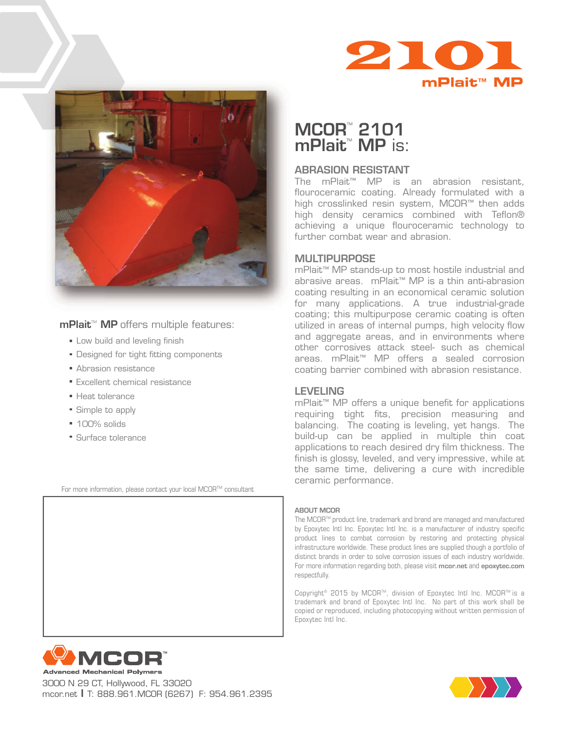# 2101

## mPlait™ MP

## MCOR™ 2101 mPlait™ MP is:

### ABRASION RESISTANT

The mPlait™ MP is an abrasion resistant, flouroceramic coating. Already formulated with a high crosslinked resin system, MCOR™ then adds high density ceramics combined with Teflon® achieving a unique flouroceramic technology to further combat wear and abrasion.

### MULTIPURPOSE

mPlait™ MP stands-up to most hostile industrial and abrasive areas. mPlait™ MP is a thin anti-abrasion coating resulting in an economical ceramic solution for many applications. A true industrial-grade coating; this multipurpose ceramic coating is often utilized in areas of internal pumps, high velocity flow and aggregate areas, and in environments where other corrosives attack steel- such as chemical areas. mPlait™ MP offers a sealed corrosion coating barrier combined with abrasion resistance.

### LEVELING

mPlait™ MP offers a unique benefit for applications requiring tight fits, precision measuring and balancing. The coating is leveling, yet hangs. The build-up can be applied in multiple thin coat applications to reach desired dry film thickness. The finish is glossy, leveled, and very impressive, while at the same time, delivering a cure with incredible ceramic performance.

**mPlait™ MP** offers multiple features:

- Low build and leveling finish
- Designed for tight fitting components
- Abrasion resistance
- Excellent chemical resistance
- Heat tolerance
- Simple to apply
- 100% solids
- Surface tolerance

For more information, please contact your local MCOR™ consultant

#### ABOUT MCOR

The MCOR™ product line, trademark and brand are managed and manufactured by Epoxytec Intl Inc. Epoxytec Intl Inc. is a manufacturer of industry specific product lines to combat corrosion by restoring and protecting physical infrastructure worldwide. These product lines are supplied though a portfolio of distinct brands in order to solve corrosion issues of each industry worldwide. For more information regarding both, please visit **mcor.net** and **epoxytec.com** respectfully.

Copyright© 2015 by MCOR™, division of Epoxytec Intl Inc. MCOR™ is a trademark and brand of Epoxytec Intl Inc. No part of this work shall be copied or reproduced, including photocopying without written permission of Epoxytec Intl Inc.

MCOR™
Advanced Mechanical Polymers
3000 N 29 CT, Hollywood, FL 33020
mcor.net | T: 888.961.MCOR (6267) F: 954.961.2395